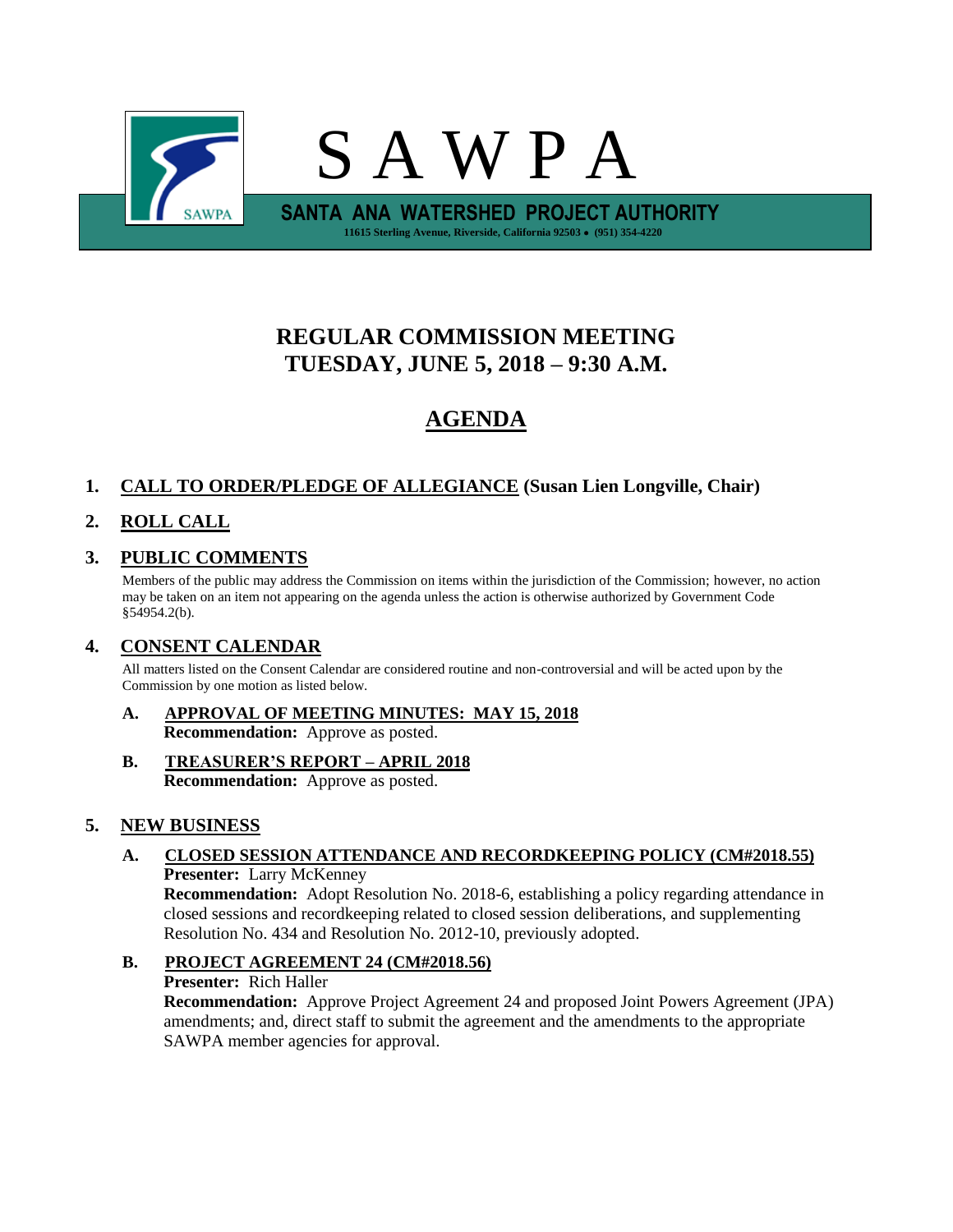# S A W P A

**SANTA ANA WATERSHED PROJECT AUTHORITY**

11615 Sterling Avenue, Riverside, California 92503 • (951) 354-4220

## REGULAR COMMISSION MEETING
## TUESDAY, JUNE 5, 2018 – 9:30 A.M.

## AGENDA

1. **CALL TO ORDER/PLEDGE OF ALLEGIANCE (Susan Lien Longville, Chair)**

2. **ROLL CALL**

3. **PUBLIC COMMENTS**

   Members of the public may address the Commission on items within the jurisdiction of the Commission; however, no action may be taken on an item not appearing on the agenda unless the action is otherwise authorized by Government Code §54954.2(b).

4. **CONSENT CALENDAR**

   All matters listed on the Consent Calendar are considered routine and non-controversial and will be acted upon by the Commission by one motion as listed below.

   **A. APPROVAL OF MEETING MINUTES: MAY 15, 2018**
   **Recommendation:** Approve as posted.

   **B. TREASURER'S REPORT – APRIL 2018**
   **Recommendation:** Approve as posted.

5. **NEW BUSINESS**

   **A. CLOSED SESSION ATTENDANCE AND RECORDKEEPING POLICY (CM#2018.55)**
   **Presenter:** Larry McKenney
   **Recommendation:** Adopt Resolution No. 2018-6, establishing a policy regarding attendance in closed sessions and recordkeeping related to closed session deliberations, and supplementing Resolution No. 434 and Resolution No. 2012-10, previously adopted.

   **B. PROJECT AGREEMENT 24 (CM#2018.56)**
   **Presenter:** Rich Haller
   **Recommendation:** Approve Project Agreement 24 and proposed Joint Powers Agreement (JPA) amendments; and, direct staff to submit the agreement and the amendments to the appropriate SAWPA member agencies for approval.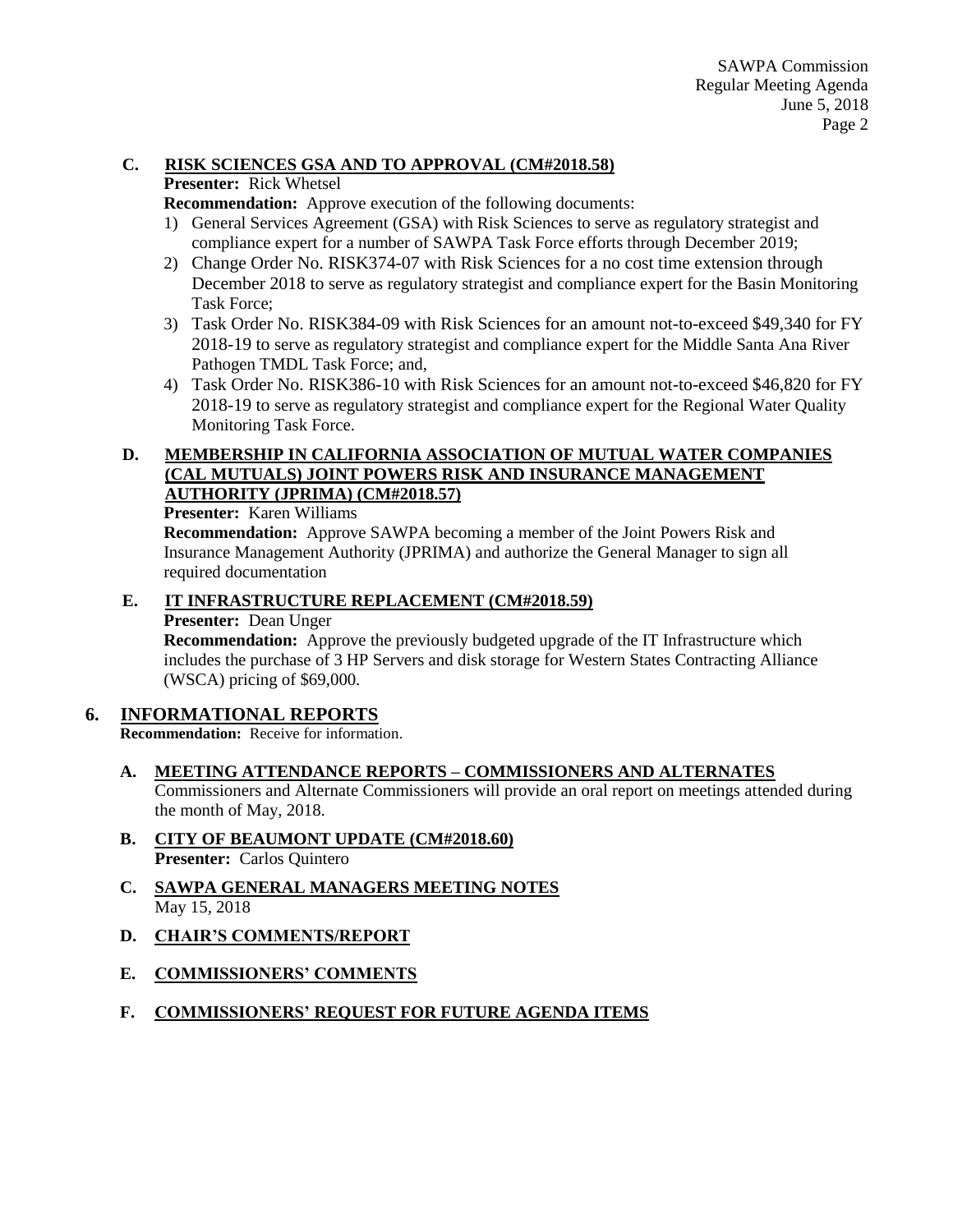**C. RISK SCIENCES GSA AND TO APPROVAL (CM#2018.58)**

**Presenter:** Rick Whetsel

**Recommendation:** Approve execution of the following documents:

1) General Services Agreement (GSA) with Risk Sciences to serve as regulatory strategist and compliance expert for a number of SAWPA Task Force efforts through December 2019;
2) Change Order No. RISK374-07 with Risk Sciences for a no cost time extension through December 2018 to serve as regulatory strategist and compliance expert for the Basin Monitoring Task Force;
3) Task Order No. RISK384-09 with Risk Sciences for an amount not-to-exceed $49,340 for FY 2018-19 to serve as regulatory strategist and compliance expert for the Middle Santa Ana River Pathogen TMDL Task Force; and,
4) Task Order No. RISK386-10 with Risk Sciences for an amount not-to-exceed $46,820 for FY 2018-19 to serve as regulatory strategist and compliance expert for the Regional Water Quality Monitoring Task Force.

**D. MEMBERSHIP IN CALIFORNIA ASSOCIATION OF MUTUAL WATER COMPANIES (CAL MUTUALS) JOINT POWERS RISK AND INSURANCE MANAGEMENT AUTHORITY (JPRIMA) (CM#2018.57)**

**Presenter:** Karen Williams

**Recommendation:** Approve SAWPA becoming a member of the Joint Powers Risk and Insurance Management Authority (JPRIMA) and authorize the General Manager to sign all required documentation

**E. IT INFRASTRUCTURE REPLACEMENT (CM#2018.59)**

**Presenter:** Dean Unger

**Recommendation:** Approve the previously budgeted upgrade of the IT Infrastructure which includes the purchase of 3 HP Servers and disk storage for Western States Contracting Alliance (WSCA) pricing of $69,000.

## 6. INFORMATIONAL REPORTS

**Recommendation:** Receive for information.

**A. MEETING ATTENDANCE REPORTS – COMMISSIONERS AND ALTERNATES**

Commissioners and Alternate Commissioners will provide an oral report on meetings attended during the month of May, 2018.

**B. CITY OF BEAUMONT UPDATE (CM#2018.60)**

**Presenter:** Carlos Quintero

**C. SAWPA GENERAL MANAGERS MEETING NOTES**

May 15, 2018

**D. CHAIR'S COMMENTS/REPORT**

**E. COMMISSIONERS' COMMENTS**

**F. COMMISSIONERS' REQUEST FOR FUTURE AGENDA ITEMS**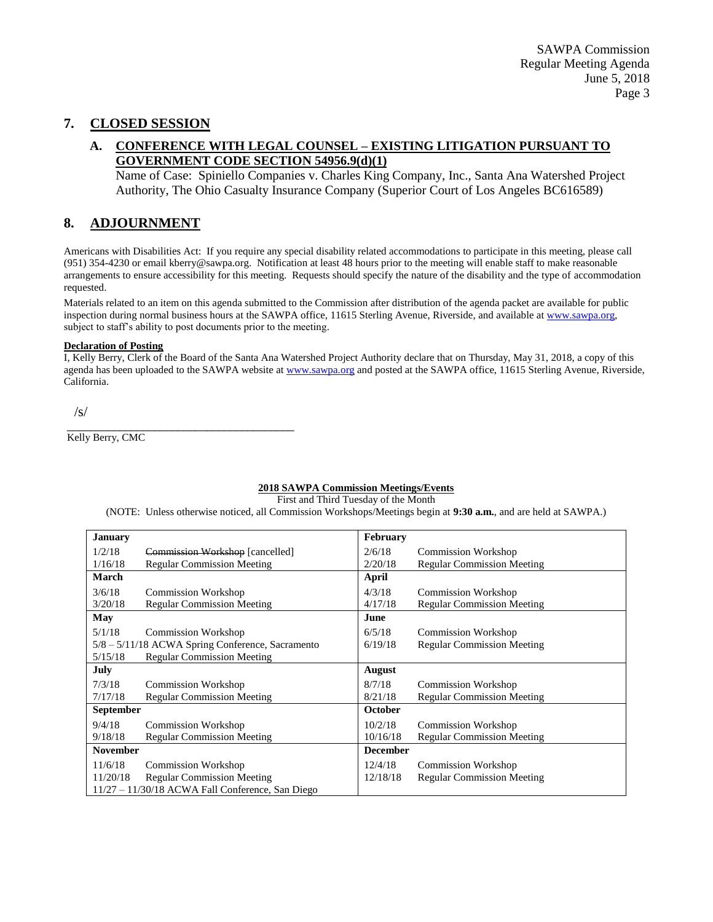## 7. CLOSED SESSION

### A. CONFERENCE WITH LEGAL COUNSEL – EXISTING LITIGATION PURSUANT TO GOVERNMENT CODE SECTION 54956.9(d)(1)

Name of Case: Spiniello Companies v. Charles King Company, Inc., Santa Ana Watershed Project Authority, The Ohio Casualty Insurance Company (Superior Court of Los Angeles BC616589)

## 8. ADJOURNMENT

Americans with Disabilities Act: If you require any special disability related accommodations to participate in this meeting, please call (951) 354-4230 or email kberry@sawpa.org. Notification at least 48 hours prior to the meeting will enable staff to make reasonable arrangements to ensure accessibility for this meeting. Requests should specify the nature of the disability and the type of accommodation requested.

Materials related to an item on this agenda submitted to the Commission after distribution of the agenda packet are available for public inspection during normal business hours at the SAWPA office, 11615 Sterling Avenue, Riverside, and available at www.sawpa.org, subject to staff's ability to post documents prior to the meeting.

**Declaration of Posting**

I, Kelly Berry, Clerk of the Board of the Santa Ana Watershed Project Authority declare that on Thursday, May 31, 2018, a copy of this agenda has been uploaded to the SAWPA website at www.sawpa.org and posted at the SAWPA office, 11615 Sterling Avenue, Riverside, California.

/s/

\_\_\_\_\_\_\_\_\_\_\_\_\_\_\_\_\_\_\_\_\_\_\_\_\_\_\_\_\_\_\_\_\_\_\_\_\_\_\_\_

Kelly Berry, CMC

**2018 SAWPA Commission Meetings/Events**

First and Third Tuesday of the Month

(NOTE: Unless otherwise noticed, all Commission Workshops/Meetings begin at **9:30 a.m.**, and are held at SAWPA.)

| | | | |
|---|---|---|---|
| **January** | | **February** | |
| 1/2/18 | ~~Commission Workshop~~ [cancelled] | 2/6/18 | Commission Workshop |
| 1/16/18 | Regular Commission Meeting | 2/20/18 | Regular Commission Meeting |
| **March** | | **April** | |
| 3/6/18 | Commission Workshop | 4/3/18 | Commission Workshop |
| 3/20/18 | Regular Commission Meeting | 4/17/18 | Regular Commission Meeting |
| **May** | | **June** | |
| 5/1/18 | Commission Workshop | 6/5/18 | Commission Workshop |
| 5/8 – 5/11/18 | ACWA Spring Conference, Sacramento | 6/19/18 | Regular Commission Meeting |
| 5/15/18 | Regular Commission Meeting | | |
| **July** | | **August** | |
| 7/3/18 | Commission Workshop | 8/7/18 | Commission Workshop |
| 7/17/18 | Regular Commission Meeting | 8/21/18 | Regular Commission Meeting |
| **September** | | **October** | |
| 9/4/18 | Commission Workshop | 10/2/18 | Commission Workshop |
| 9/18/18 | Regular Commission Meeting | 10/16/18 | Regular Commission Meeting |
| **November** | | **December** | |
| 11/6/18 | Commission Workshop | 12/4/18 | Commission Workshop |
| 11/20/18 | Regular Commission Meeting | 12/18/18 | Regular Commission Meeting |
| 11/27 – 11/30/18 | ACWA Fall Conference, San Diego | | |